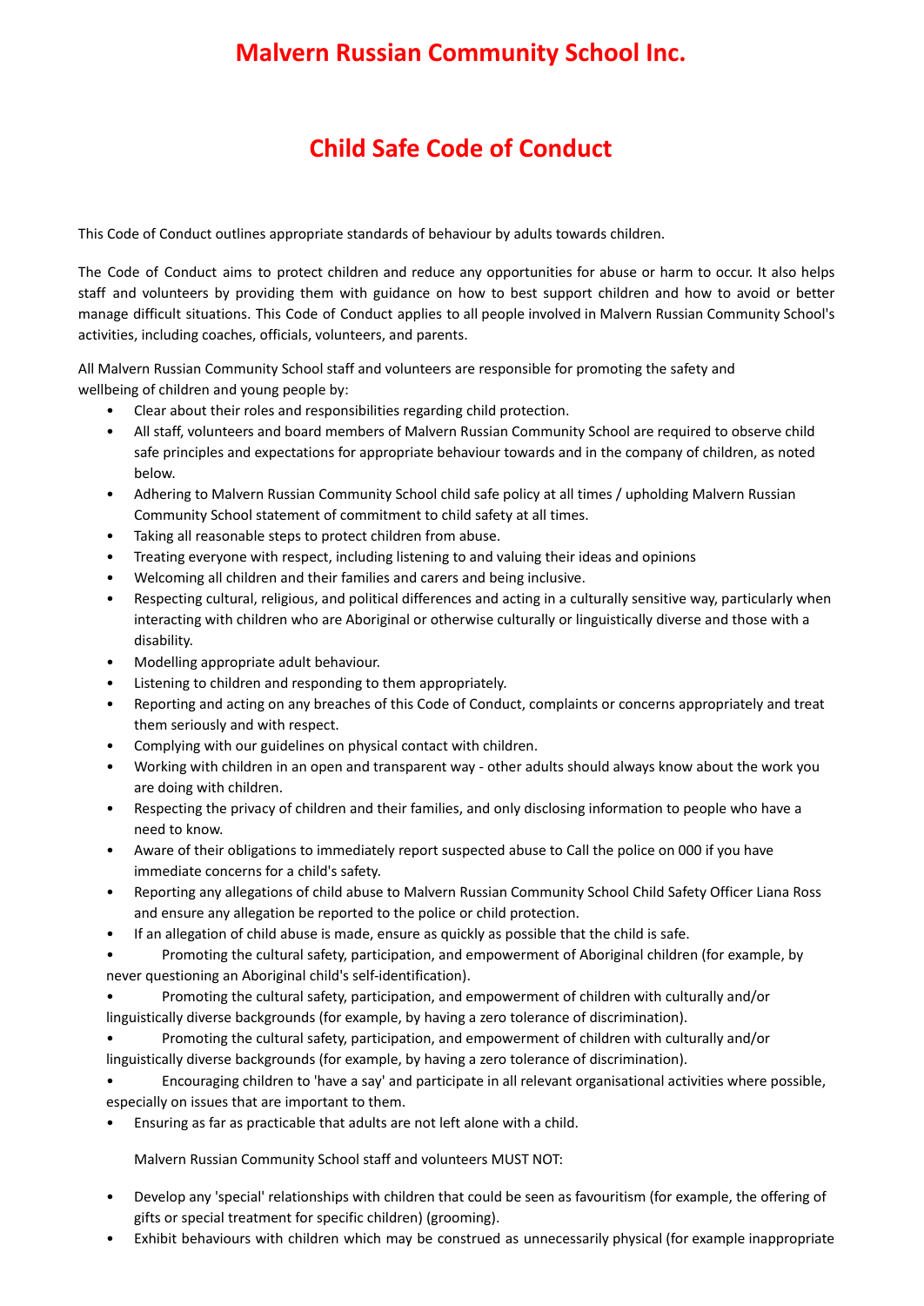# Malvern Russian Community School Inc.

# Child Safe Code of Conduct

This Code of Conduct outlines appropriate standards of behaviour by adults towards children.

The Code of Conduct aims to protect children and reduce any opportunities for abuse or harm to occur. It also helps staff and volunteers by providing them with guidance on how to best support children and how to avoid or better manage difficult situations. This Code of Conduct applies to all people involved in Malvern Russian Community School's activities, including coaches, officials, volunteers, and parents.

All Malvern Russian Community School staff and volunteers are responsible for promoting the safety and wellbeing of children and young people by:

- Clear about their roles and responsibilities regarding child protection.
- All staff, volunteers and board members of Malvern Russian Community School are required to observe child safe principles and expectations for appropriate behaviour towards and in the company of children, as noted below.
- Adhering to Malvern Russian Community School child safe policy at all times / upholding Malvern Russian Community School statement of commitment to child safety at all times.
- Taking all reasonable steps to protect children from abuse.
- Treating everyone with respect, including listening to and valuing their ideas and opinions
- Welcoming all children and their families and carers and being inclusive.
- Respecting cultural, religious, and political differences and acting in a culturally sensitive way, particularly when interacting with children who are Aboriginal or otherwise culturally or linguistically diverse and those with a disability.
- Modelling appropriate adult behaviour.
- Listening to children and responding to them appropriately.
- Reporting and acting on any breaches of this Code of Conduct, complaints or concerns appropriately and treat them seriously and with respect.
- Complying with our guidelines on physical contact with children.
- Working with children in an open and transparent way - other adults should always know about the work you are doing with children.
- Respecting the privacy of children and their families, and only disclosing information to people who have a need to know.
- Aware of their obligations to immediately report suspected abuse to Call the police on 000 if you have immediate concerns for a child's safety.
- Reporting any allegations of child abuse to Malvern Russian Community School Child Safety Officer Liana Ross and ensure any allegation be reported to the police or child protection.
- If an allegation of child abuse is made, ensure as quickly as possible that the child is safe.
- Promoting the cultural safety, participation, and empowerment of Aboriginal children (for example, by never questioning an Aboriginal child's self-identification).
- Promoting the cultural safety, participation, and empowerment of children with culturally and/or linguistically diverse backgrounds (for example, by having a zero tolerance of discrimination).
- Promoting the cultural safety, participation, and empowerment of children with culturally and/or linguistically diverse backgrounds (for example, by having a zero tolerance of discrimination).
- Encouraging children to 'have a say' and participate in all relevant organisational activities where possible, especially on issues that are important to them.
- Ensuring as far as practicable that adults are not left alone with a child.

Malvern Russian Community School staff and volunteers MUST NOT:

- Develop any 'special' relationships with children that could be seen as favouritism (for example, the offering of gifts or special treatment for specific children) (grooming).
- Exhibit behaviours with children which may be construed as unnecessarily physical (for example inappropriate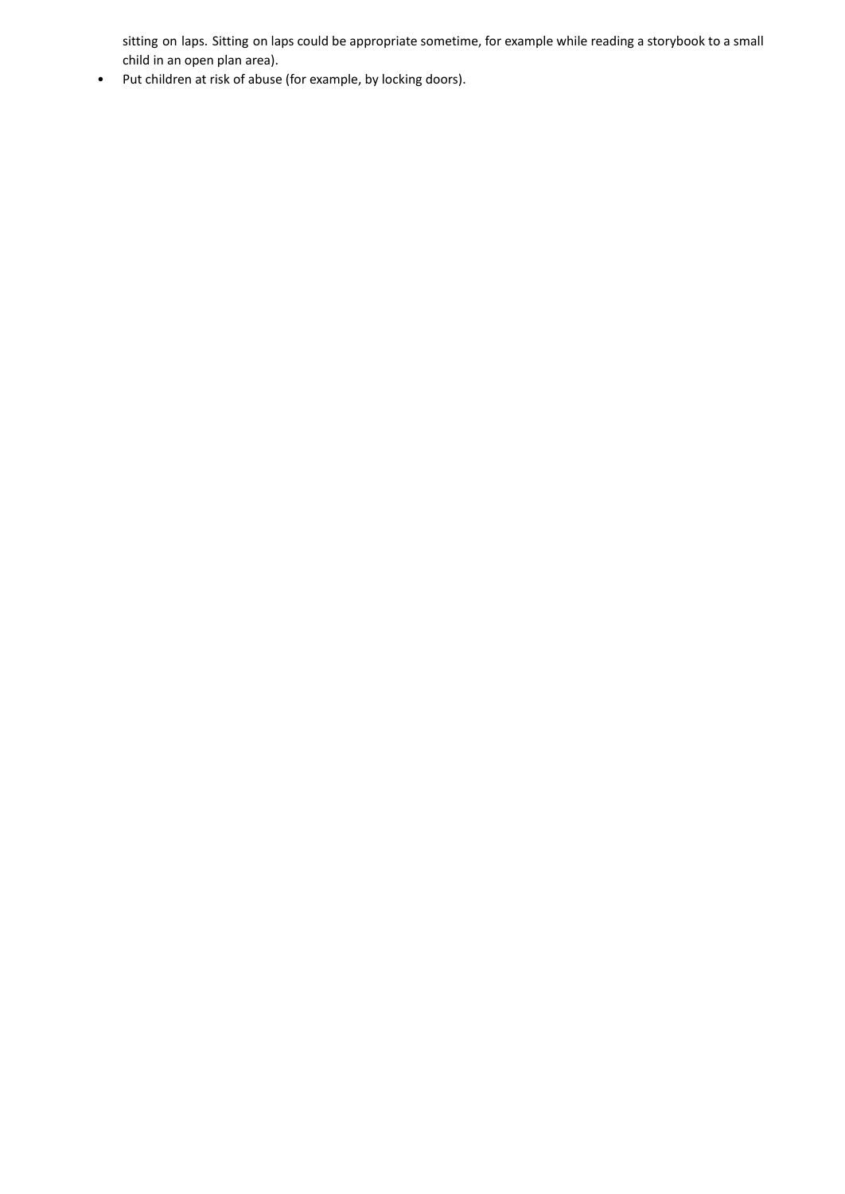sitting on laps. Sitting on laps could be appropriate sometime, for example while reading a storybook to a small child in an open plan area).

- Put children at risk of abuse (for example, by locking doors).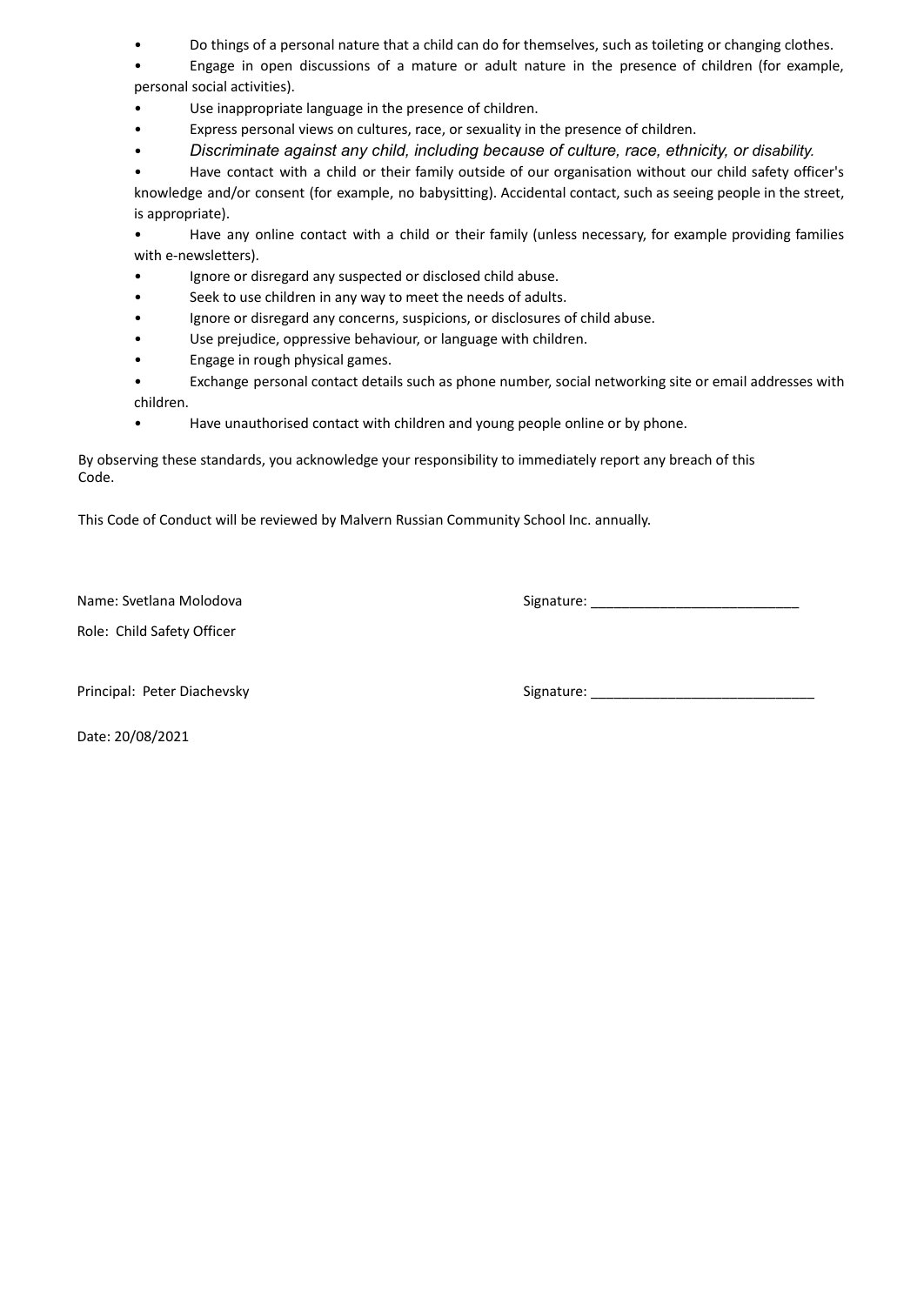- Do things of a personal nature that a child can do for themselves, such as toileting or changing clothes.
- Engage in open discussions of a mature or adult nature in the presence of children (for example, personal social activities).
- Use inappropriate language in the presence of children.
- Express personal views on cultures, race, or sexuality in the presence of children.
- *Discriminate against any child, including because of culture, race, ethnicity, or disability.*
- Have contact with a child or their family outside of our organisation without our child safety officer's knowledge and/or consent (for example, no babysitting). Accidental contact, such as seeing people in the street, is appropriate).
- Have any online contact with a child or their family (unless necessary, for example providing families with e-newsletters).
- Ignore or disregard any suspected or disclosed child abuse.
- Seek to use children in any way to meet the needs of adults.
- Ignore or disregard any concerns, suspicions, or disclosures of child abuse.
- Use prejudice, oppressive behaviour, or language with children.
- Engage in rough physical games.
- Exchange personal contact details such as phone number, social networking site or email addresses with children.
- Have unauthorised contact with children and young people online or by phone.

By observing these standards, you acknowledge your responsibility to immediately report any breach of this Code.

This Code of Conduct will be reviewed by Malvern Russian Community School Inc. annually.

Name: Svetlana Molodova

Signature: ___________________________

Role: Child Safety Officer

Principal: Peter Diachevsky

Signature: _____________________________

Date: 20/08/2021